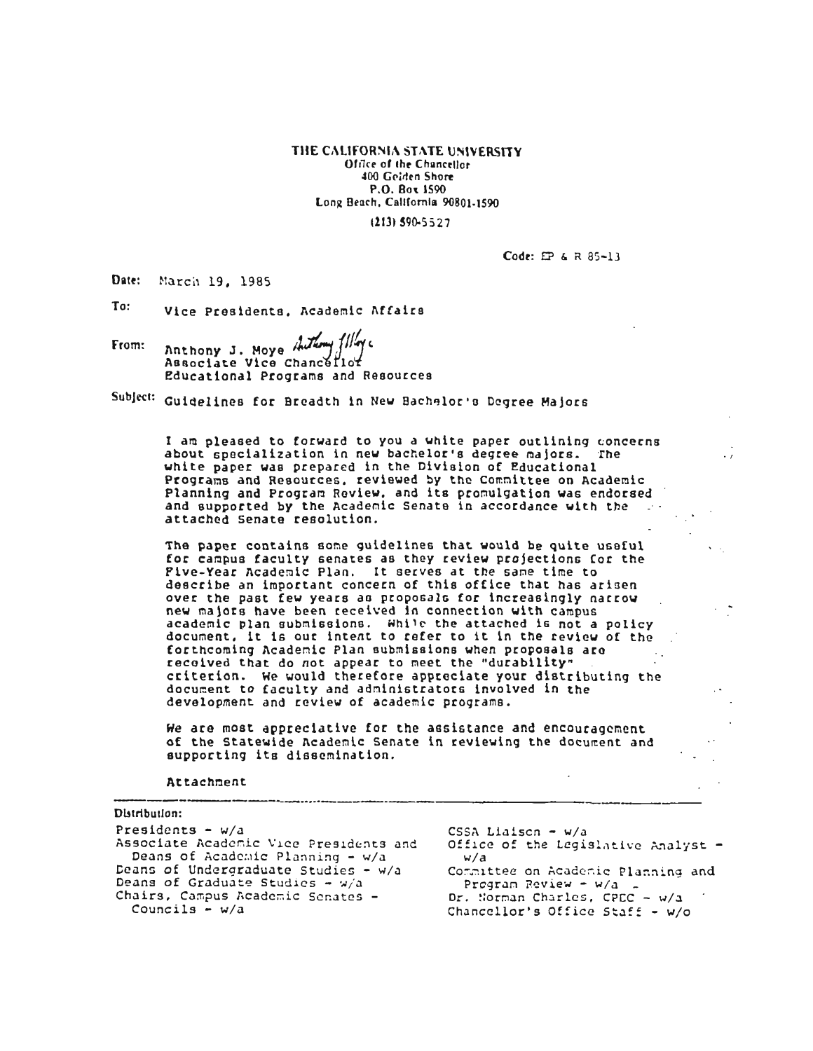**THE CALIFORNIA STATE UNIVERSITY**
Office of the Chancellor
400 Golden Shore
P.O. Box 1590
Long Beach, California 90801-1590
(213) 590-5527

Code: EP & R 85-13

**Date:** March 19, 1985

**To:** Vice Presidents, Academic Affairs

**From:** Anthony J. Moye
Associate Vice Chancellor
Educational Programs and Resources

**Subject:** Guidelines for Breadth in New Bachelor's Degree Majors

I am pleased to forward to you a white paper outlining concerns about specialization in new bachelor's degree majors. The white paper was prepared in the Division of Educational Programs and Resources, reviewed by the Committee on Academic Planning and Program Review, and its promulgation was endorsed and supported by the Academic Senate in accordance with the attached Senate resolution.

The paper contains some guidelines that would be quite useful for campus faculty senates as they review projections for the Five-Year Academic Plan. It serves at the same time to describe an important concern of this office that has arisen over the past few years as proposals for increasingly narrow new majors have been received in connection with campus academic plan submissions. While the attached is not a policy document, it is our intent to refer to it in the review of the forthcoming Academic Plan submissions when proposals are received that do not appear to meet the "durability" criterion. We would therefore appreciate your distributing the document to faculty and administrators involved in the development and review of academic programs.

We are most appreciative for the assistance and encouragement of the Statewide Academic Senate in reviewing the document and supporting its dissemination.

Attachment

---

**Distribution:**

Presidents - w/a
Associate Academic Vice Presidents and Deans of Academic Planning - w/a
Deans of Undergraduate Studies - w/a
Deans of Graduate Studies - w/a
Chairs, Campus Academic Senates - Councils - w/a
CSSA Liaison - w/a
Office of the Legislative Analyst - w/a
Committee on Academic Planning and Program Review - w/a
Dr. Norman Charles, CPEC - w/a
Chancellor's Office Staff - w/o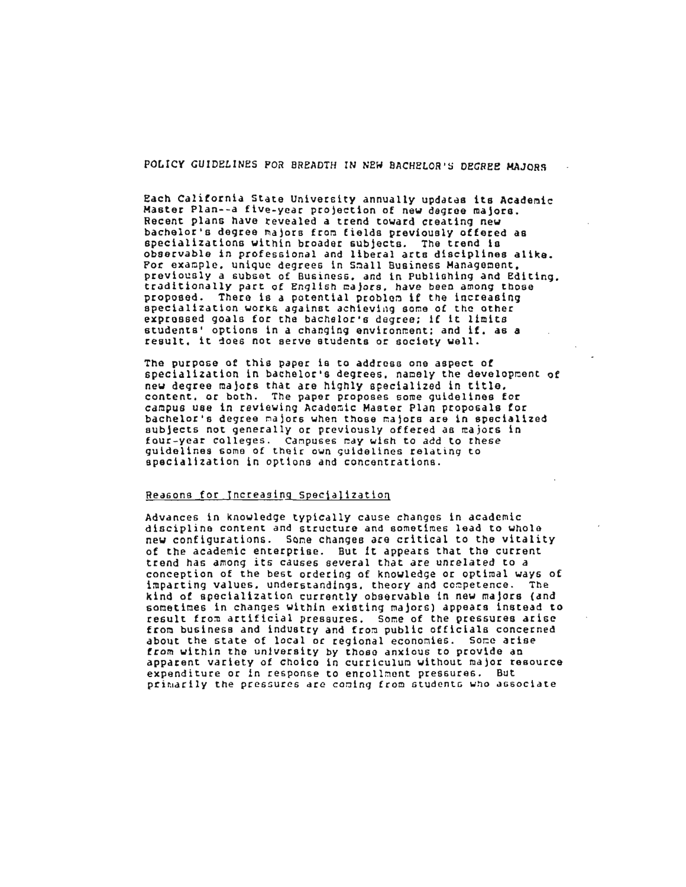# POLICY GUIDELINES FOR BREADTH IN NEW BACHELOR'S DEGREE MAJORS

Each California State University annually updates its Academic Master Plan--a five-year projection of new degree majors. Recent plans have revealed a trend toward creating new bachelor's degree majors from fields previously offered as specializations within broader subjects. The trend is observable in professional and liberal arts disciplines alike. For example, unique degrees in Small Business Management, previously a subset of Business, and in Publishing and Editing, traditionally part of English majors, have been among those proposed. There is a potential problem if the increasing specialization works against achieving some of the other expressed goals for the bachelor's degree; if it limits students' options in a changing environment; and if, as a result, it does not serve students or society well.

The purpose of this paper is to address one aspect of specialization in bachelor's degrees, namely the development of new degree majors that are highly specialized in title, content, or both. The paper proposes some guidelines for campus use in reviewing Academic Master Plan proposals for bachelor's degree majors when those majors are in specialized subjects not generally or previously offered as majors in four-year colleges. Campuses may wish to add to these guidelines some of their own guidelines relating to specialization in options and concentrations.

## Reasons for Increasing Specialization

Advances in knowledge typically cause changes in academic discipline content and structure and sometimes lead to whole new configurations. Some changes are critical to the vitality of the academic enterprise. But it appears that the current trend has among its causes several that are unrelated to a conception of the best ordering of knowledge or optimal ways of imparting values, understandings, theory and competence. The kind of specialization currently observable in new majors (and sometimes in changes within existing majors) appears instead to result from artificial pressures. Some of the pressures arise from business and industry and from public officials concerned about the state of local or regional economies. Some arise from within the university by those anxious to provide an apparent variety of choice in curriculum without major resource expenditure or in response to enrollment pressures. But primarily the pressures are coming from students who associate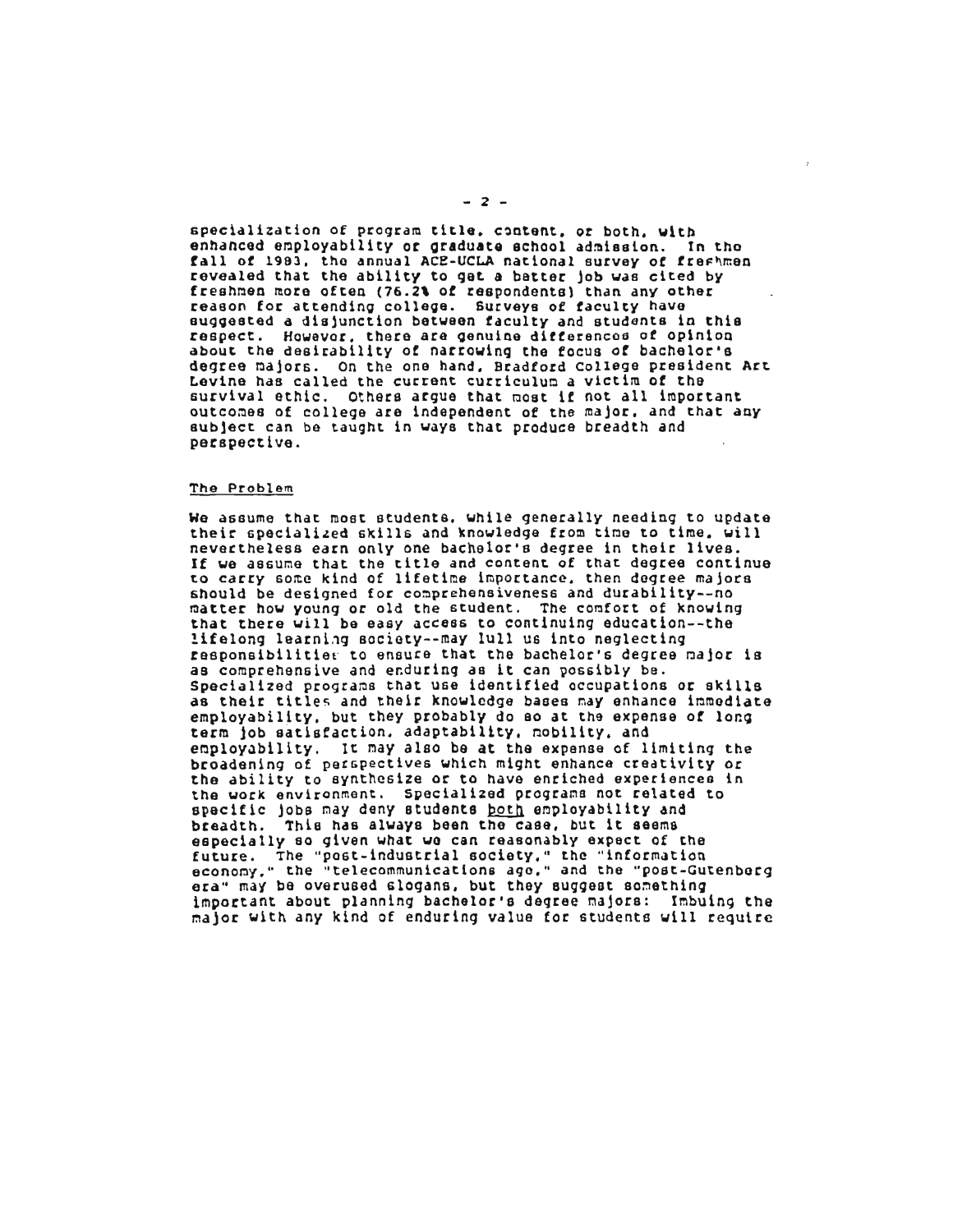specialization of program title, content, or both, with enhanced employability or graduate school admission. In the fall of 1983, the annual ACE-UCLA national survey of freshmen revealed that the ability to get a better job was cited by freshmen more often (76.2% of respondents) than any other reason for attending college. Surveys of faculty have suggested a disjunction between faculty and students in this respect. However, there are genuine differences of opinion about the desirability of narrowing the focus of bachelor's degree majors. On the one hand, Bradford College president Art Levine has called the current curriculum a victim of the survival ethic. Others argue that most if not all important outcomes of college are independent of the major, and that any subject can be taught in ways that produce breadth and perspective.

## The Problem

We assume that most students, while generally needing to update their specialized skills and knowledge from time to time, will nevertheless earn only one bachelor's degree in their lives. If we assume that the title and content of that degree continue to carry some kind of lifetime importance, then degree majors should be designed for comprehensiveness and durability--no matter how young or old the student. The comfort of knowing that there will be easy access to continuing education--the lifelong learning society--may lull us into neglecting responsibilities to ensure that the bachelor's degree major is as comprehensive and enduring as it can possibly be. Specialized programs that use identified occupations or skills as their titles and their knowledge bases may enhance immediate employability, but they probably do so at the expense of long term job satisfaction, adaptability, mobility, and employability. It may also be at the expense of limiting the broadening of perspectives which might enhance creativity or the ability to synthesize or to have enriched experiences in the work environment. Specialized programs not related to specific jobs may deny students <u>both</u> employability and breadth. This has always been the case, but it seems especially so given what we can reasonably expect of the future. The "post-industrial society," the "information economy," the "telecommunications age," and the "post-Gutenberg era" may be overused slogans, but they suggest something important about planning bachelor's degree majors: Imbuing the major with any kind of enduring value for students will require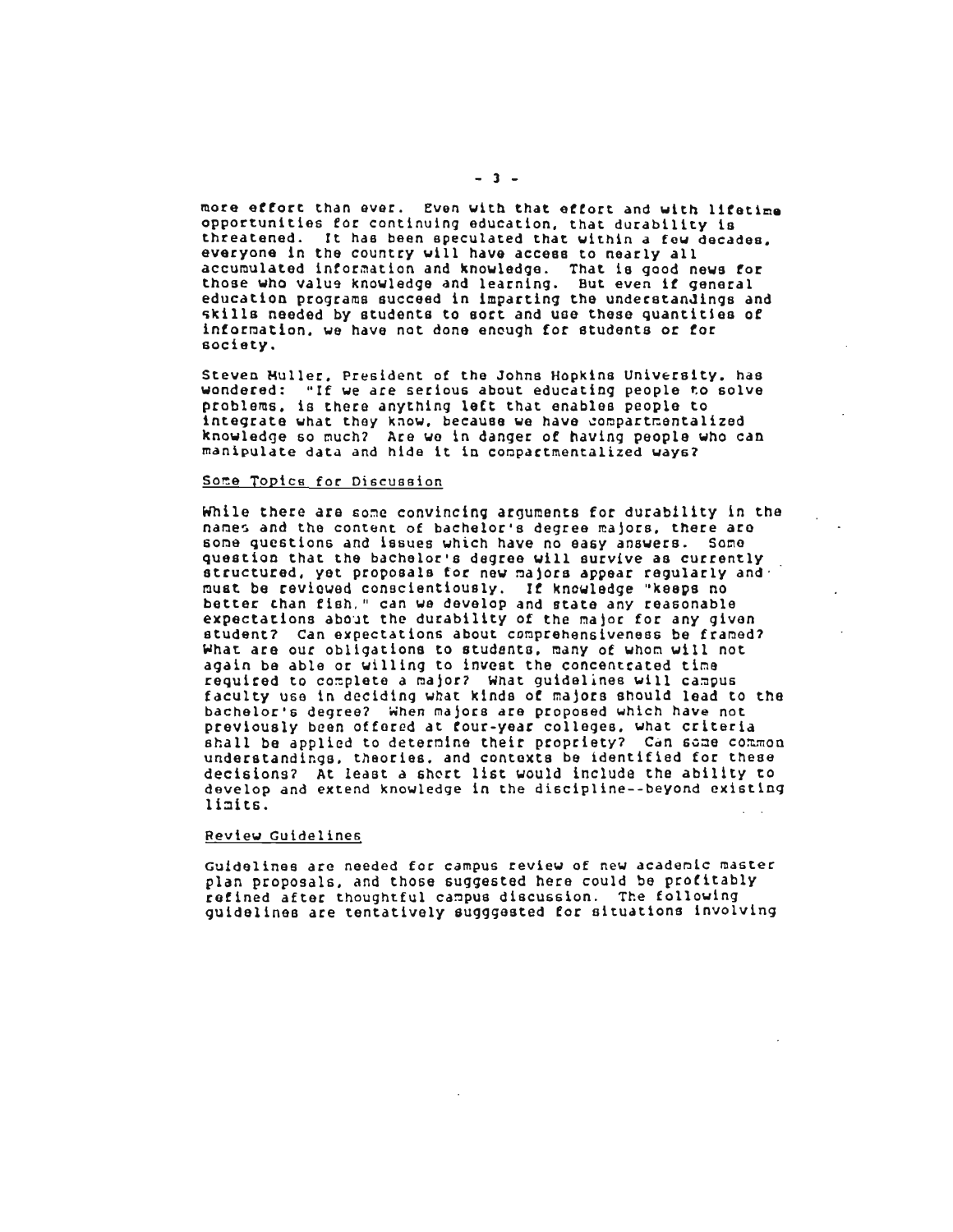more effort than ever. Even with that effort and with lifetime opportunities for continuing education, that durability is threatened. It has been speculated that within a few decades, everyone in the country will have access to nearly all accumulated information and knowledge. That is good news for those who value knowledge and learning. But even if general education programs succeed in imparting the understandings and skills needed by students to sort and use these quantities of information, we have not done enough for students or for society.

Steven Muller, President of the Johns Hopkins University, has wondered: "If we are serious about educating people to solve problems, is there anything left that enables people to integrate what they know, because we have compartmentalized knowledge so much? Are we in danger of having people who can manipulate data and hide it in compartmentalized ways?

## Some Topics for Discussion

While there are some convincing arguments for durability in the names and the content of bachelor's degree majors, there are some questions and issues which have no easy answers. Some question that the bachelor's degree will survive as currently structured, yet proposals for new majors appear regularly and must be reviewed conscientiously. If knowledge "keeps no better than fish," can we develop and state any reasonable expectations about the durability of the major for any given student? Can expectations about comprehensiveness be framed? What are our obligations to students, many of whom will not again be able or willing to invest the concentrated time required to complete a major? What guidelines will campus faculty use in deciding what kinds of majors should lead to the bachelor's degree? When majors are proposed which have not previously been offered at four-year colleges, what criteria shall be applied to determine their propriety? Can some common understandings, theories, and contexts be identified for these decisions? At least a short list would include the ability to develop and extend knowledge in the discipline--beyond existing limits.

## Review Guidelines

Guidelines are needed for campus review of new academic master plan proposals, and those suggested here could be profitably refined after thoughtful campus discussion. The following guidelines are tentatively sugggested for situations involving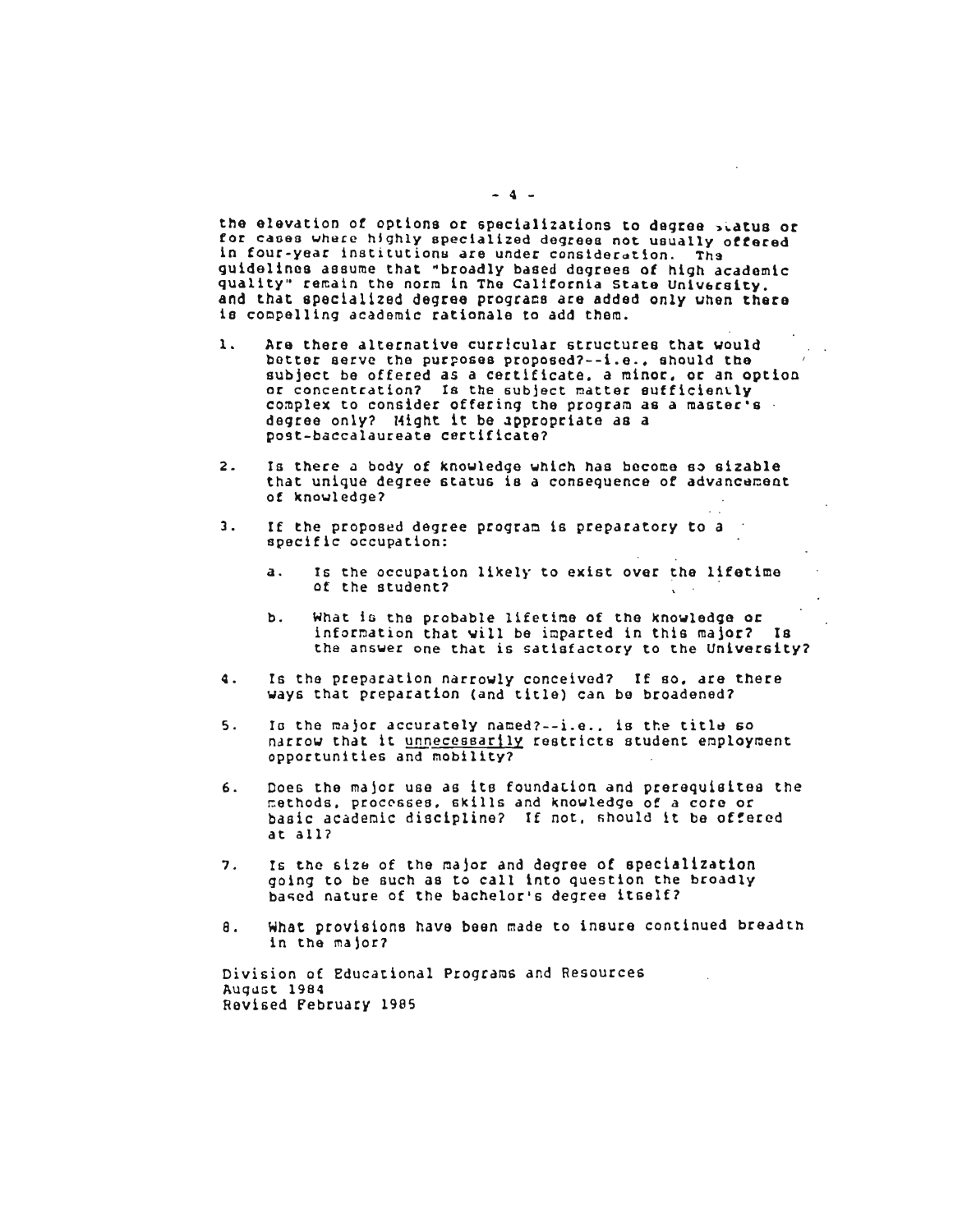the elevation of options or specializations to degree status or for cases where highly specialized degrees not usually offered in four-year institutions are under consideration. The guidelines assume that "broadly based degrees of high academic quality" remain the norm in The California State University, and that specialized degree programs are added only when there is compelling academic rationale to add them.

1. Are there alternative curricular structures that would better serve the purposes proposed?--i.e., should the subject be offered as a certificate, a minor, or an option or concentration? Is the subject matter sufficiently complex to consider offering the program as a master's degree only? Might it be appropriate as a post-baccalaureate certificate?

2. Is there a body of knowledge which has become so sizable that unique degree status is a consequence of advancement of knowledge?

3. If the proposed degree program is preparatory to a specific occupation:

   a. Is the occupation likely to exist over the lifetime of the student?

   b. What is the probable lifetime of the knowledge or information that will be imparted in this major? Is the answer one that is satisfactory to the University?

4. Is the preparation narrowly conceived? If so, are there ways that preparation (and title) can be broadened?

5. Is the major accurately named?--i.e., is the title so narrow that it <u>unnecessarily</u> restricts student employment opportunities and mobility?

6. Does the major use as its foundation and prerequisites the methods, processes, skills and knowledge of a core or basic academic discipline? If not, should it be offered at all?

7. Is the size of the major and degree of specialization going to be such as to call into question the broadly based nature of the bachelor's degree itself?

8. What provisions have been made to insure continued breadth in the major?

Division of Educational Programs and Resources
August 1984
Revised February 1985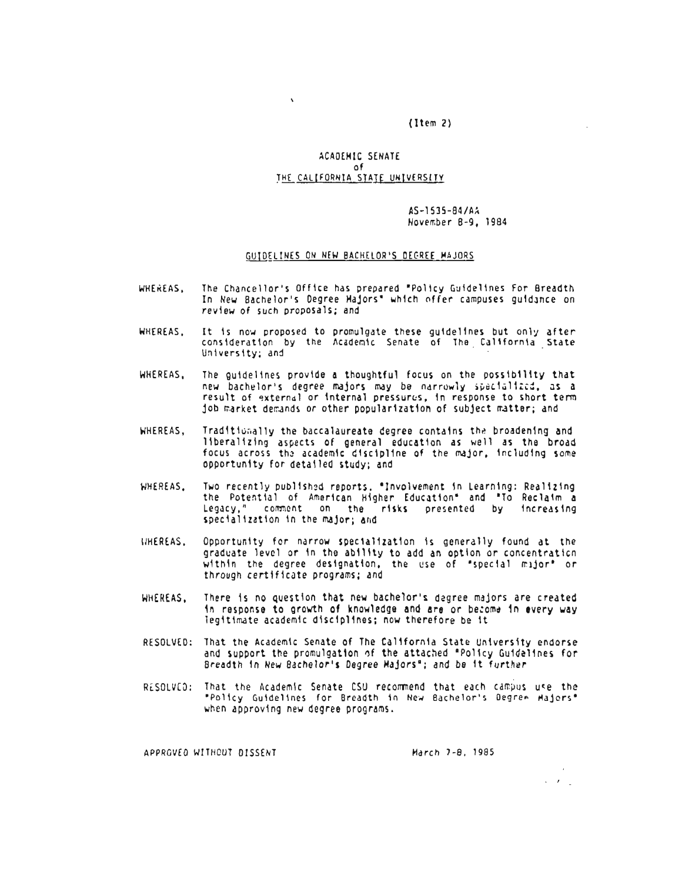(Item 2)

ACADEMIC SENATE
of
THE CALIFORNIA STATE UNIVERSITY

AS-1535-84/AA
November 8-9, 1984

GUIDELINES ON NEW BACHELOR'S DEGREE MAJORS

WHEREAS, The Chancellor's Office has prepared "Policy Guidelines For Breadth In New Bachelor's Degree Majors" which offer campuses guidance on review of such proposals; and

WHEREAS, It is now proposed to promulgate these guidelines but only after consideration by the Academic Senate of The California State University; and

WHEREAS, The guidelines provide a thoughtful focus on the possibility that new bachelor's degree majors may be narrowly specialized, as a result of external or internal pressures, in response to short term job market demands or other popularization of subject matter; and

WHEREAS, Traditionally the baccalaureate degree contains the broadening and liberalizing aspects of general education as well as the broad focus across the academic discipline of the major, including some opportunity for detailed study; and

WHEREAS, Two recently published reports, "Involvement in Learning: Realizing the Potential of American Higher Education" and "To Reclaim a Legacy," comment on the risks presented by increasing specialization in the major; and

WHEREAS, Opportunity for narrow specialization is generally found at the graduate level or in the ability to add an option or concentration within the degree designation, the use of "special major" or through certificate programs; and

WHEREAS, There is no question that new bachelor's degree majors are created in response to growth of knowledge and are or become in every way legitimate academic disciplines; now therefore be it

RESOLVED: That the Academic Senate of The California State University endorse and support the promulgation of the attached "Policy Guidelines for Breadth in New Bachelor's Degree Majors"; and be it further

RESOLVED: That the Academic Senate CSU recommend that each campus use the "Policy Guidelines for Breadth in New Bachelor's Degree Majors" when approving new degree programs.

APPROVED WITHOUT DISSENT

March 7-8, 1985